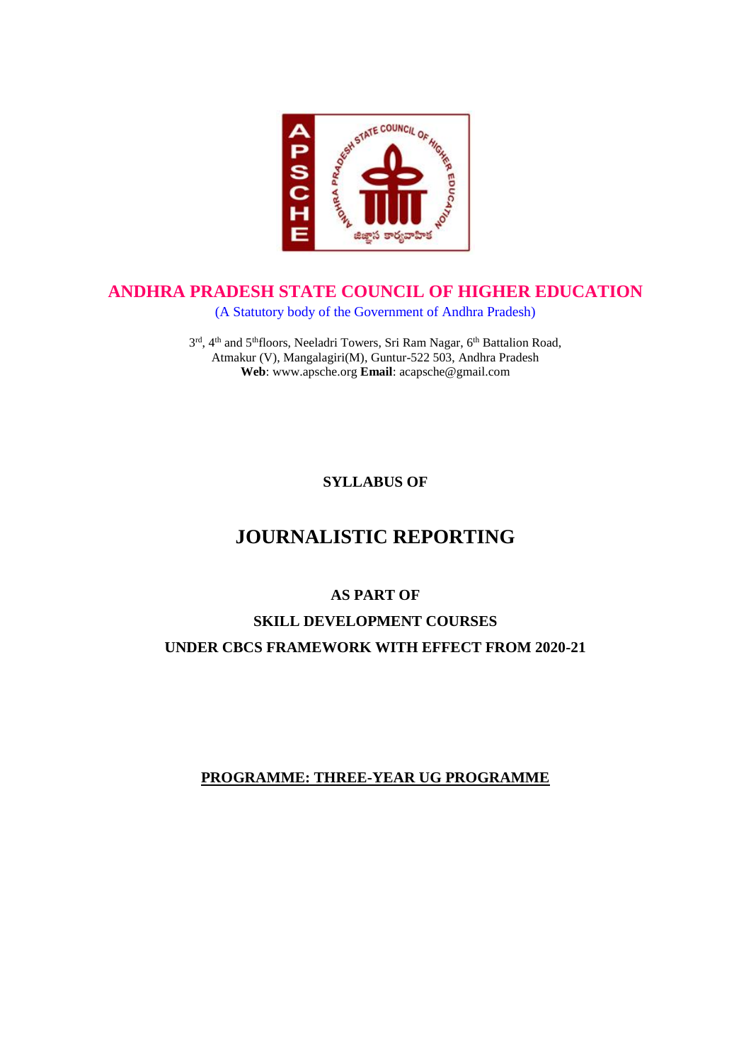# ANDHRA PRADESH STATE COUNCIL OF HIGHER EDUCATION

(A Statutory body of the Government of Andhra Pradesh)

3rd, 4th and 5th floors, Neeladri Towers, Sri Ram Nagar, 6th Battalion Road,
Atmakur (V), Mangalagiri(M), Guntur-522 503, Andhra Pradesh
**Web**: www.apsche.org **Email**: acapsche@gmail.com

**SYLLABUS OF**

# JOURNALISTIC REPORTING

**AS PART OF**

**SKILL DEVELOPMENT COURSES**

**UNDER CBCS FRAMEWORK WITH EFFECT FROM 2020-21**

**PROGRAMME: THREE-YEAR UG PROGRAMME**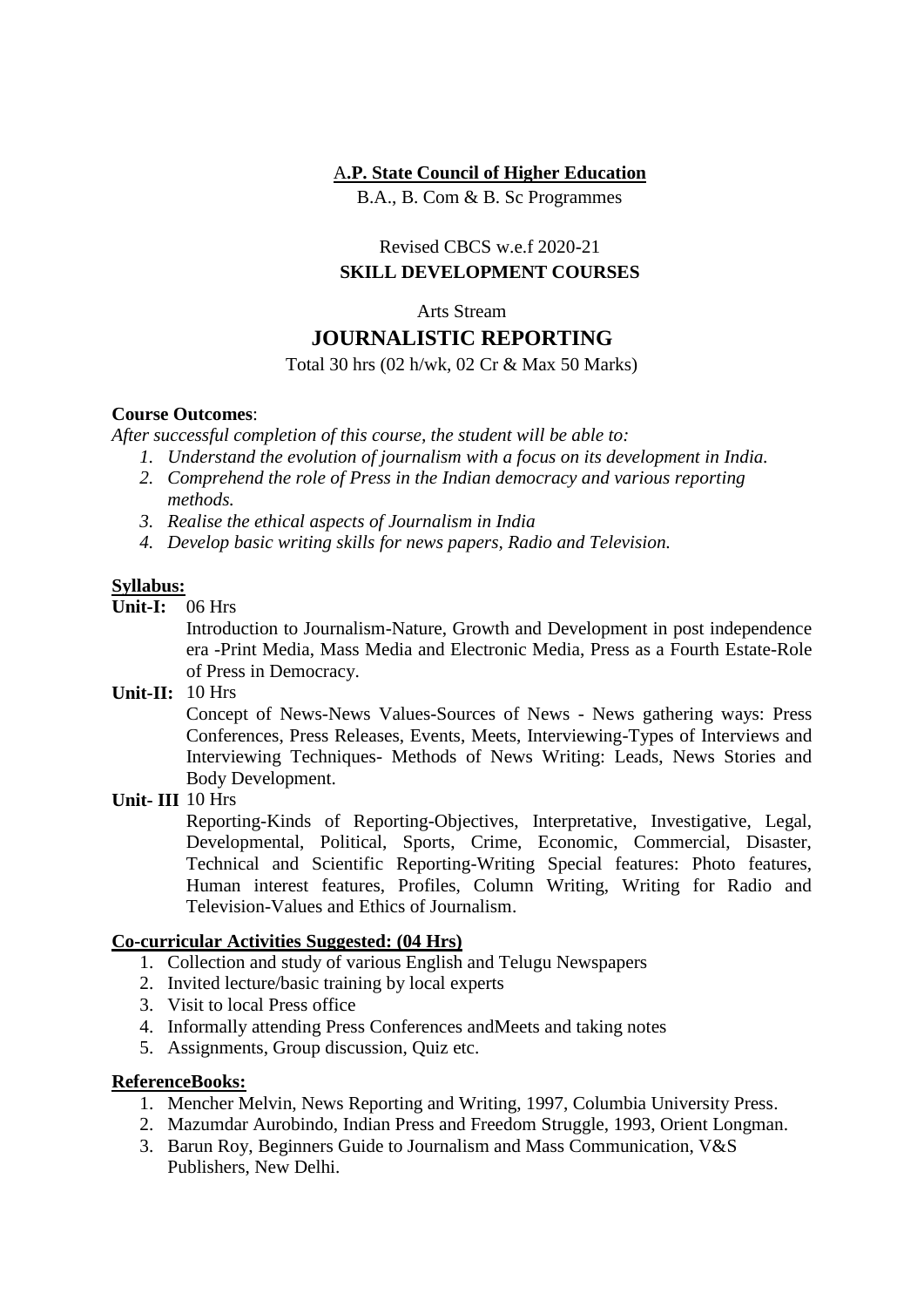**A.P. State Council of Higher Education**

B.A., B. Com & B. Sc Programmes

Revised CBCS w.e.f 2020-21

**SKILL DEVELOPMENT COURSES**

Arts Stream

# JOURNALISTIC REPORTING

Total 30 hrs (02 h/wk, 02 Cr & Max 50 Marks)

**Course Outcomes**:

*After successful completion of this course, the student will be able to:*

1. *Understand the evolution of journalism with a focus on its development in India.*
2. *Comprehend the role of Press in the Indian democracy and various reporting methods.*
3. *Realise the ethical aspects of Journalism in India*
4. *Develop basic writing skills for news papers, Radio and Television.*

**Syllabus:**

**Unit-I:** 06 Hrs

Introduction to Journalism-Nature, Growth and Development in post independence era -Print Media, Mass Media and Electronic Media, Press as a Fourth Estate-Role of Press in Democracy.

**Unit-II:** 10 Hrs

Concept of News-News Values-Sources of News - News gathering ways: Press Conferences, Press Releases, Events, Meets, Interviewing-Types of Interviews and Interviewing Techniques- Methods of News Writing: Leads, News Stories and Body Development.

**Unit- III** 10 Hrs

Reporting-Kinds of Reporting-Objectives, Interpretative, Investigative, Legal, Developmental, Political, Sports, Crime, Economic, Commercial, Disaster, Technical and Scientific Reporting-Writing Special features: Photo features, Human interest features, Profiles, Column Writing, Writing for Radio and Television-Values and Ethics of Journalism.

**Co-curricular Activities Suggested: (04 Hrs)**

1. Collection and study of various English and Telugu Newspapers
2. Invited lecture/basic training by local experts
3. Visit to local Press office
4. Informally attending Press Conferences andMeets and taking notes
5. Assignments, Group discussion, Quiz etc.

**ReferenceBooks:**

1. Mencher Melvin, News Reporting and Writing, 1997, Columbia University Press.
2. Mazumdar Aurobindo, Indian Press and Freedom Struggle, 1993, Orient Longman.
3. Barun Roy, Beginners Guide to Journalism and Mass Communication, V&S Publishers, New Delhi.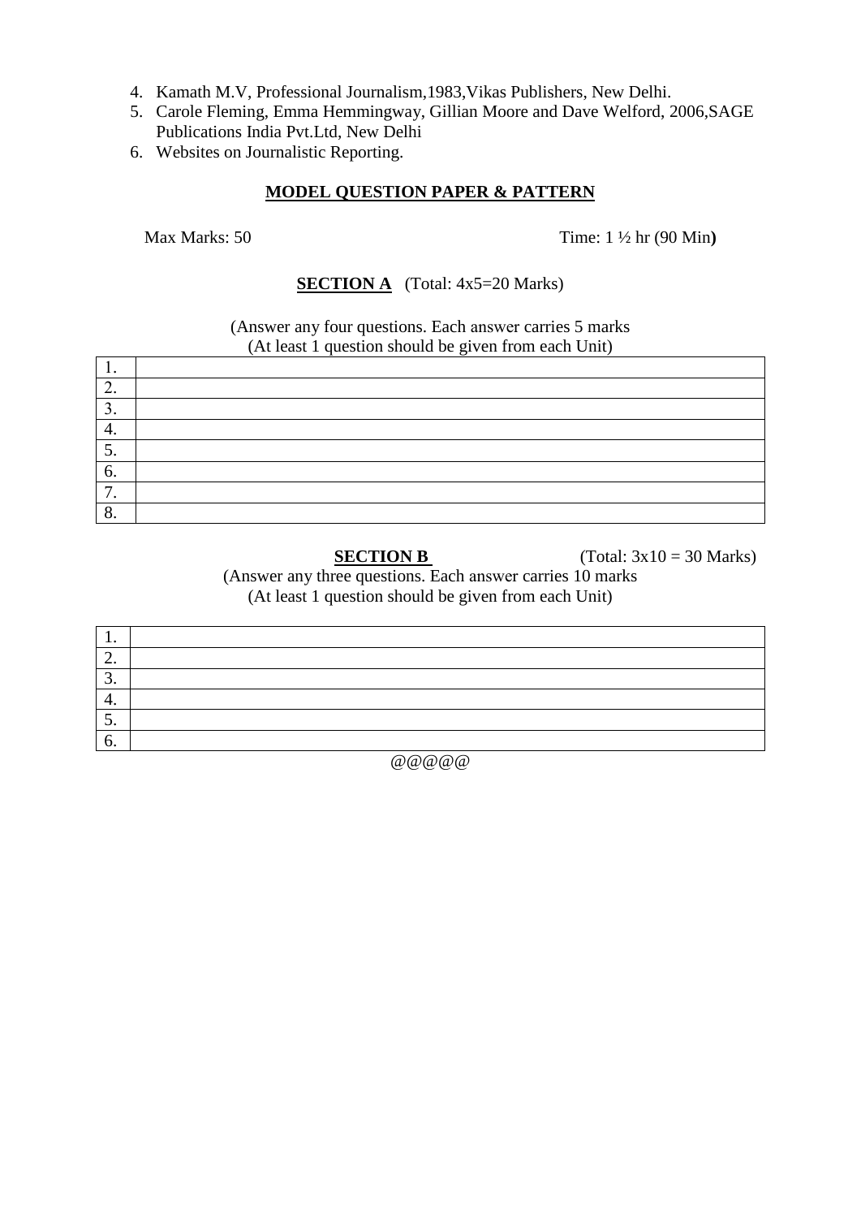4. Kamath M.V, Professional Journalism,1983,Vikas Publishers, New Delhi.
5. Carole Fleming, Emma Hemmingway, Gillian Moore and Dave Welford, 2006,SAGE Publications India Pvt.Ltd, New Delhi
6. Websites on Journalistic Reporting.

## MODEL QUESTION PAPER & PATTERN

Max Marks: 50 Time: 1 ½ hr (90 Min**)**

**SECTION A** (Total: 4x5=20 Marks)

(Answer any four questions. Each answer carries 5 marks
(At least 1 question should be given from each Unit)

| | |
|---|---|
| 1. | |
| 2. | |
| 3. | |
| 4. | |
| 5. | |
| 6. | |
| 7. | |
| 8. | |

**SECTION B** (Total: 3x10 = 30 Marks)

(Answer any three questions. Each answer carries 10 marks
(At least 1 question should be given from each Unit)

| | |
|---|---|
| 1. | |
| 2. | |
| 3. | |
| 4. | |
| 5. | |
| 6. | |

@@@@@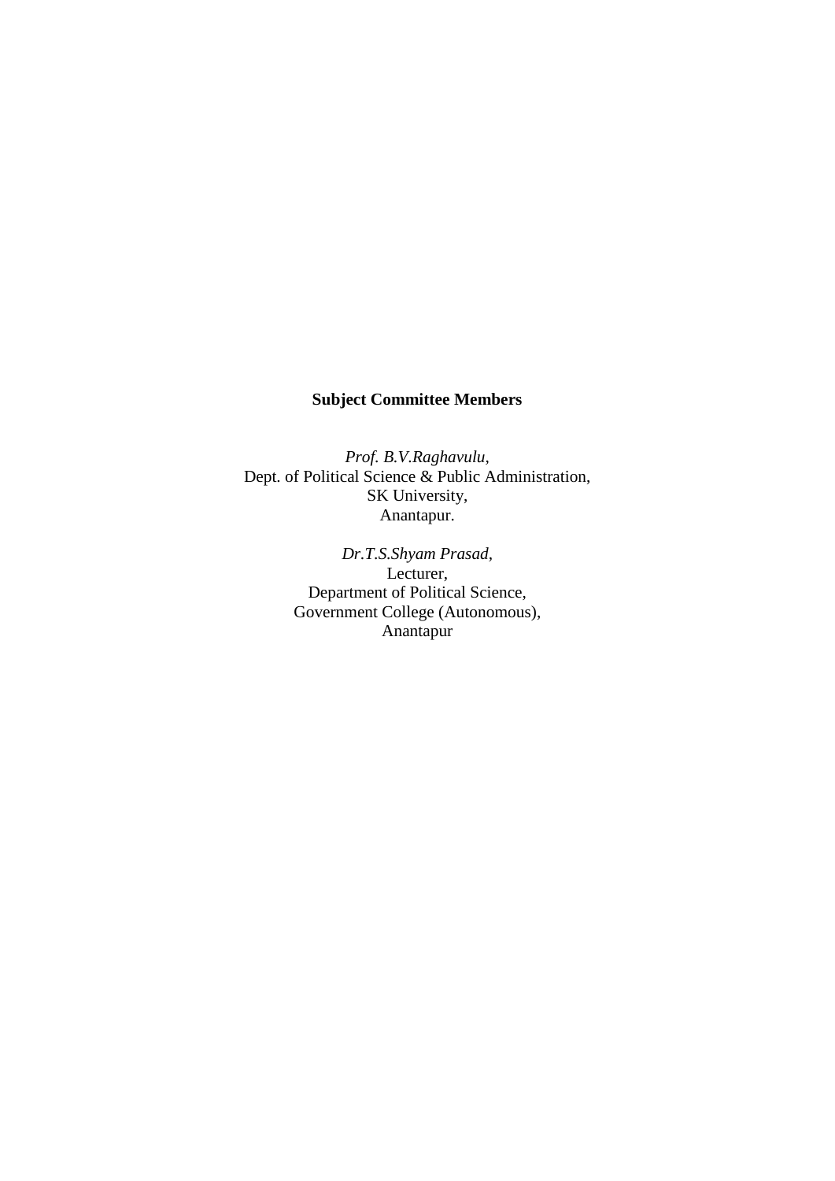**Subject Committee Members**

*Prof. B.V.Raghavulu,*
Dept. of Political Science & Public Administration,
SK University,
Anantapur.

*Dr.T.S.Shyam Prasad,*
Lecturer,
Department of Political Science,
Government College (Autonomous),
Anantapur